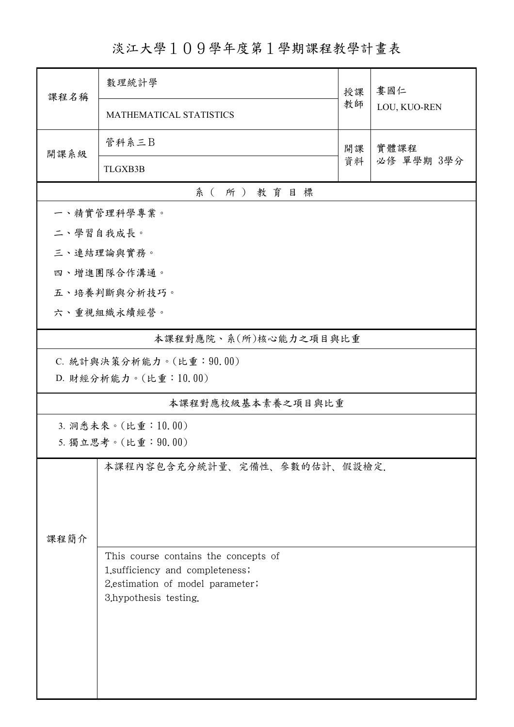# 淡江大學１０９學年度第１學期課程教學計畫表

| 課程名稱 | 數理統計學 | 授課教師 | 婁國仁 |
|---|---|---|---|
| | MATHEMATICAL STATISTICS | | LOU, KUO-REN |
| 開課系級 | 管科系三Ｂ | 開課資料 | 實體課程<br>必修 單學期 3學分 |
| | TLGXB3B | | |

## 系（所）教育目標

一、精實管理科學專業。

二、學習自我成長。

三、連結理論與實務。

四、增進團隊合作溝通。

五、培養判斷與分析技巧。

六、重視組織永續經營。

## 本課程對應院、系(所)核心能力之項目與比重

C. 統計與決策分析能力。(比重：90.00)

D. 財經分析能力。(比重：10.00)

## 本課程對應校級基本素養之項目與比重

3. 洞悉未來。(比重：10.00)

5. 獨立思考。(比重：90.00)

## 課程簡介

本課程內容包含充分統計量、完備性、參數的估計、假設檢定.

This course contains the concepts of
1.sufficiency and completeness;
2.estimation of model parameter;
3.hypothesis testing.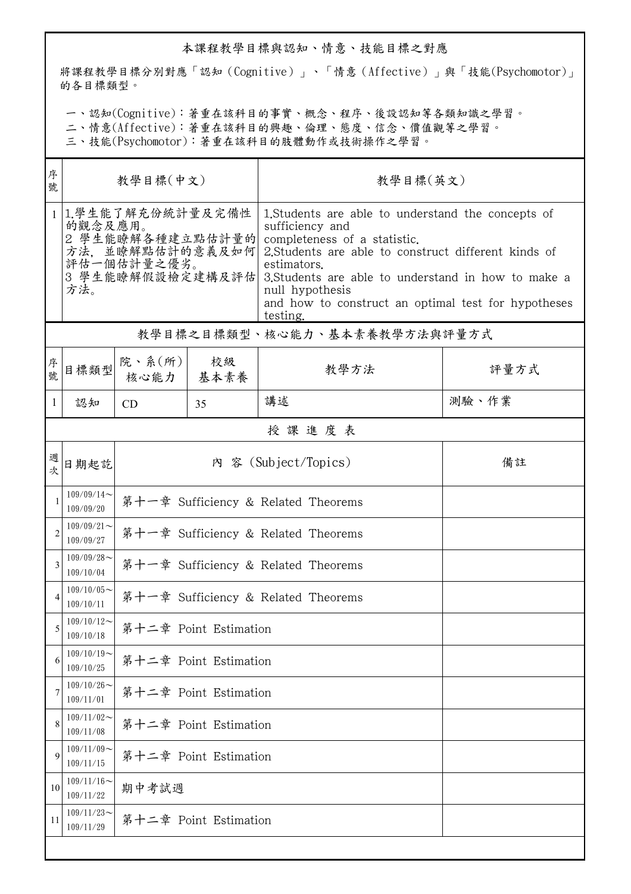本課程教學目標與認知、情意、技能目標之對應

將課程教學目標分別對應「認知（Cognitive）」、「情意（Affective）」與「技能(Psychomotor)」的各目標類型。

一、認知(Cognitive)：著重在該科目的事實、概念、程序、後設認知等各類知識之學習。
二、情意(Affective)：著重在該科目的興趣、倫理、態度、信念、價值觀等之學習。
三、技能(Psychomotor)：著重在該科目的肢體動作或技術操作之學習。

| 序號 | 教學目標(中文) | 教學目標(英文) |
|---|---|---|
| 1 | 1.學生能了解充份統計量及完備性的觀念及應用。<br>2 學生能瞭解各種建立點估計量的方法，並瞭解點估計的意義及如何評估一個估計量之優劣。<br>3 學生能瞭解假設檢定建構及評估方法。 | 1.Students are able to understand the concepts of sufficiency and completeness of a statistic.<br>2.Students are able to construct different kinds of estimators.<br>3.Students are able to understand in how to make a null hypothesis and how to construct an optimal test for hypotheses testing. |

教學目標之目標類型、核心能力、基本素養教學方法與評量方式

| 序號 | 目標類型 | 院、系(所)核心能力 | 校級基本素養 | 教學方法 | 評量方式 |
|---|---|---|---|---|---|
| 1 | 認知 | CD | 35 | 講述 | 測驗、作業 |

授 課 進 度 表

| 週次 | 日期起訖 | 內 容 (Subject/Topics) | 備註 |
|---|---|---|---|
| 1 | 109/09/14～109/09/20 | 第十一章 Sufficiency & Related Theorems | |
| 2 | 109/09/21～109/09/27 | 第十一章 Sufficiency & Related Theorems | |
| 3 | 109/09/28～109/10/04 | 第十一章 Sufficiency & Related Theorems | |
| 4 | 109/10/05～109/10/11 | 第十一章 Sufficiency & Related Theorems | |
| 5 | 109/10/12～109/10/18 | 第十二章 Point Estimation | |
| 6 | 109/10/19～109/10/25 | 第十二章 Point Estimation | |
| 7 | 109/10/26～109/11/01 | 第十二章 Point Estimation | |
| 8 | 109/11/02～109/11/08 | 第十二章 Point Estimation | |
| 9 | 109/11/09～109/11/15 | 第十二章 Point Estimation | |
| 10 | 109/11/16～109/11/22 | 期中考試週 | |
| 11 | 109/11/23～109/11/29 | 第十二章 Point Estimation | |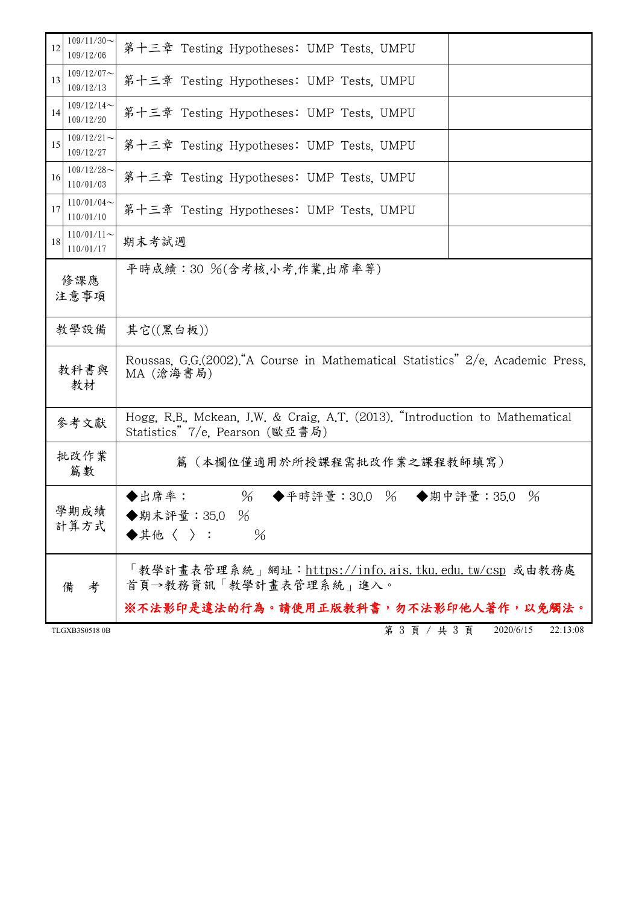| | | | |
|---|---|---|---|
| 12 | 109/11/30～<br>109/12/06 | 第十三章 Testing Hypotheses: UMP Tests, UMPU | |
| 13 | 109/12/07～<br>109/12/13 | 第十三章 Testing Hypotheses: UMP Tests, UMPU | |
| 14 | 109/12/14～<br>109/12/20 | 第十三章 Testing Hypotheses: UMP Tests, UMPU | |
| 15 | 109/12/21～<br>109/12/27 | 第十三章 Testing Hypotheses: UMP Tests, UMPU | |
| 16 | 109/12/28～<br>110/01/03 | 第十三章 Testing Hypotheses: UMP Tests, UMPU | |
| 17 | 110/01/04～<br>110/01/10 | 第十三章 Testing Hypotheses: UMP Tests, UMPU | |
| 18 | 110/01/11～<br>110/01/17 | 期末考試週 | |

| | |
|---|---|
| 修課應注意事項 | 平時成績：30 %(含考核,小考,作業,出席率等) |
| 教學設備 | 其它((黑白板)) |
| 教科書與教材 | Roussas, G.G.(2002)."A Course in Mathematical Statistics" 2/e, Academic Press, MA (滄海書局) |
| 參考文獻 | Hogg, R.B., Mckean, J.W. & Craig, A.T. (2013). "Introduction to Mathematical Statistics" 7/e, Pearson (歐亞書局) |
| 批改作業篇數 | 篇（本欄位僅適用於所授課程需批改作業之課程教師填寫） |
| 學期成績計算方式 | ◆出席率： % ◆平時評量：30.0 % ◆期中評量：35.0 %<br>◆期末評量：35.0 %<br>◆其他〈 〉： % |
| 備 考 | 「教學計畫表管理系統」網址：https://info.ais.tku.edu.tw/csp 或由教務處首頁→教務資訊「教學計畫表管理系統」進入。<br>**※不法影印是違法的行為。請使用正版教科書，勿不法影印他人著作，以免觸法。** |

TLGXB3S0518 0B 2020/6/15 22:13:08